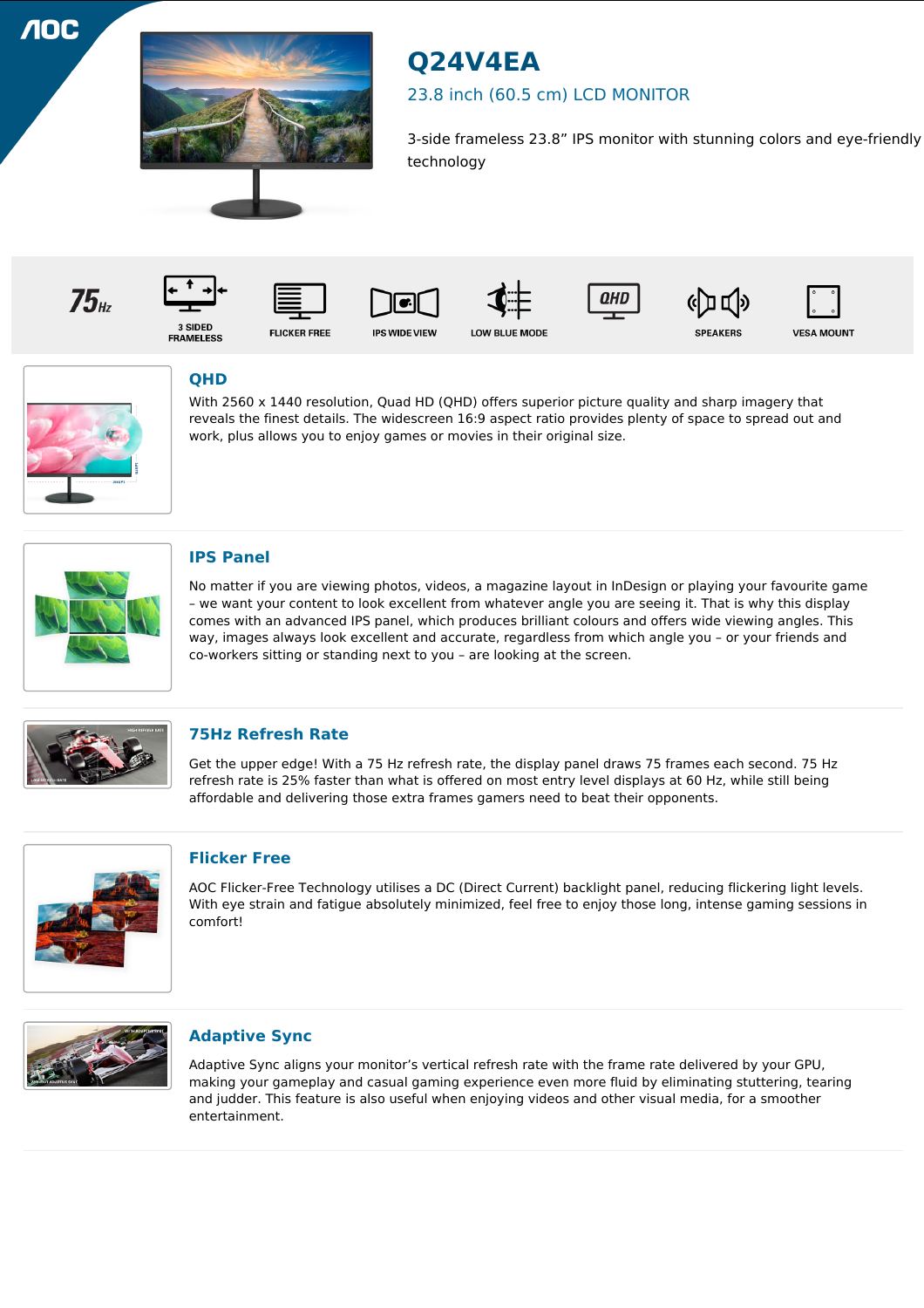# Q24V4EA

## 23.8 inch (60.5 cm) LCD MONITOR

3-side frameless 23.8" IPS monitor with stunning colors and eye-friendly technology

75Hz | 3 SIDED FRAMELESS | FLICKER FREE | IPS WIDE VIEW | LOW BLUE MODE | QHD | SPEAKERS | VESA MOUNT

### QHD

With 2560 x 1440 resolution, Quad HD (QHD) offers superior picture quality and sharp imagery that reveals the finest details. The widescreen 16:9 aspect ratio provides plenty of space to spread out and work, plus allows you to enjoy games or movies in their original size.

### IPS Panel

No matter if you are viewing photos, videos, a magazine layout in InDesign or playing your favourite game – we want your content to look excellent from whatever angle you are seeing it. That is why this display comes with an advanced IPS panel, which produces brilliant colours and offers wide viewing angles. This way, images always look excellent and accurate, regardless from which angle you – or your friends and co-workers sitting or standing next to you – are looking at the screen.

### 75Hz Refresh Rate

Get the upper edge! With a 75 Hz refresh rate, the display panel draws 75 frames each second. 75 Hz refresh rate is 25% faster than what is offered on most entry level displays at 60 Hz, while still being affordable and delivering those extra frames gamers need to beat their opponents.

### Flicker Free

AOC Flicker-Free Technology utilises a DC (Direct Current) backlight panel, reducing flickering light levels. With eye strain and fatigue absolutely minimized, feel free to enjoy those long, intense gaming sessions in comfort!

### Adaptive Sync

Adaptive Sync aligns your monitor's vertical refresh rate with the frame rate delivered by your GPU, making your gameplay and casual gaming experience even more fluid by eliminating stuttering, tearing and judder. This feature is also useful when enjoying videos and other visual media, for a smoother entertainment.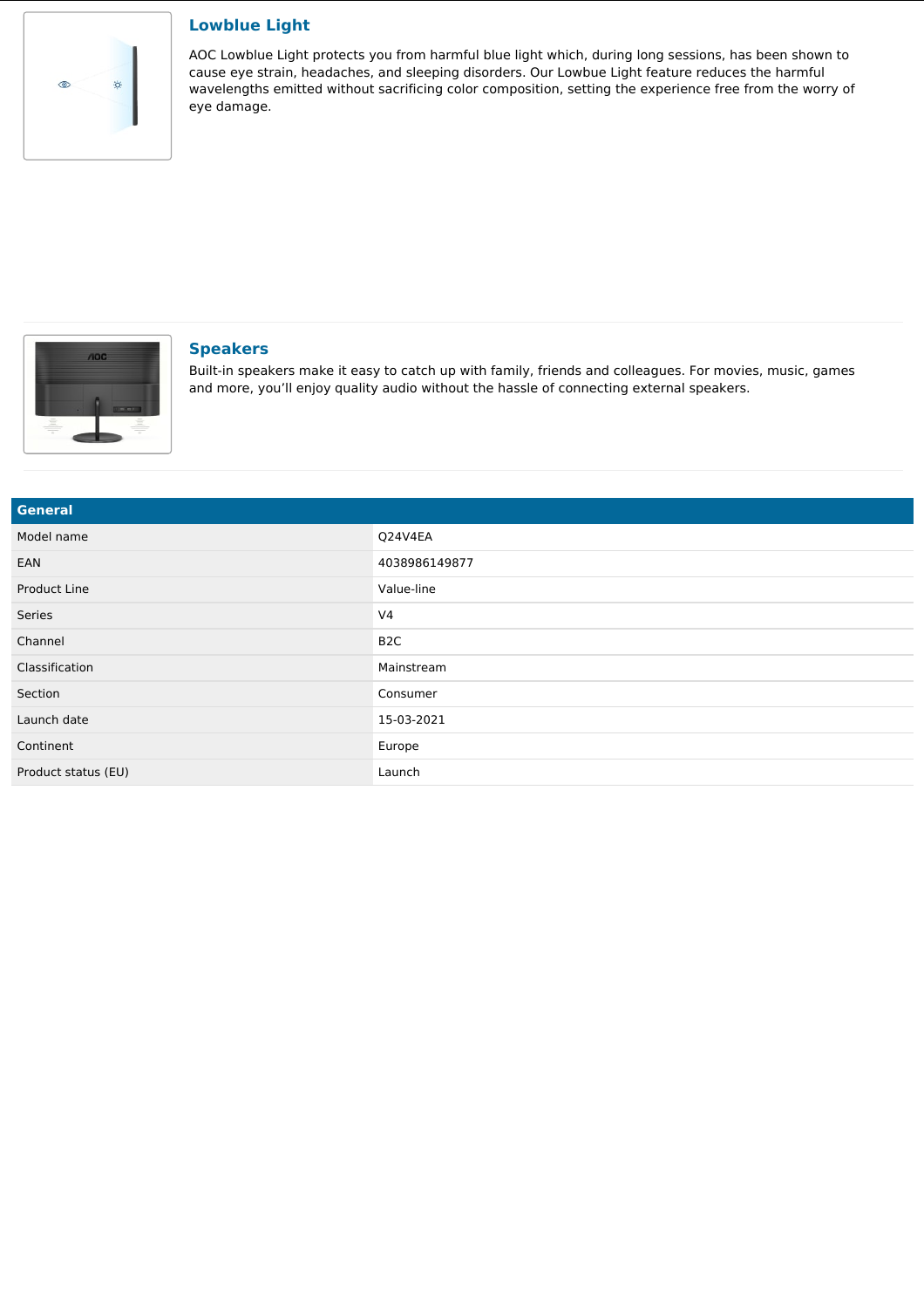## Lowblue Light

AOC Lowblue Light protects you from harmful blue light which, during long sessions, has been shown to cause eye strain, headaches, and sleeping disorders. Our Lowbue Light feature reduces the harmful wavelengths emitted without sacrificing color composition, setting the experience free from the worry of eye damage.

## Speakers

Built-in speakers make it easy to catch up with family, friends and colleagues. For movies, music, games and more, you'll enjoy quality audio without the hassle of connecting external speakers.

| General | |
|---|---|
| Model name | Q24V4EA |
| EAN | 4038986149877 |
| Product Line | Value-line |
| Series | V4 |
| Channel | B2C |
| Classification | Mainstream |
| Section | Consumer |
| Launch date | 15-03-2021 |
| Continent | Europe |
| Product status (EU) | Launch |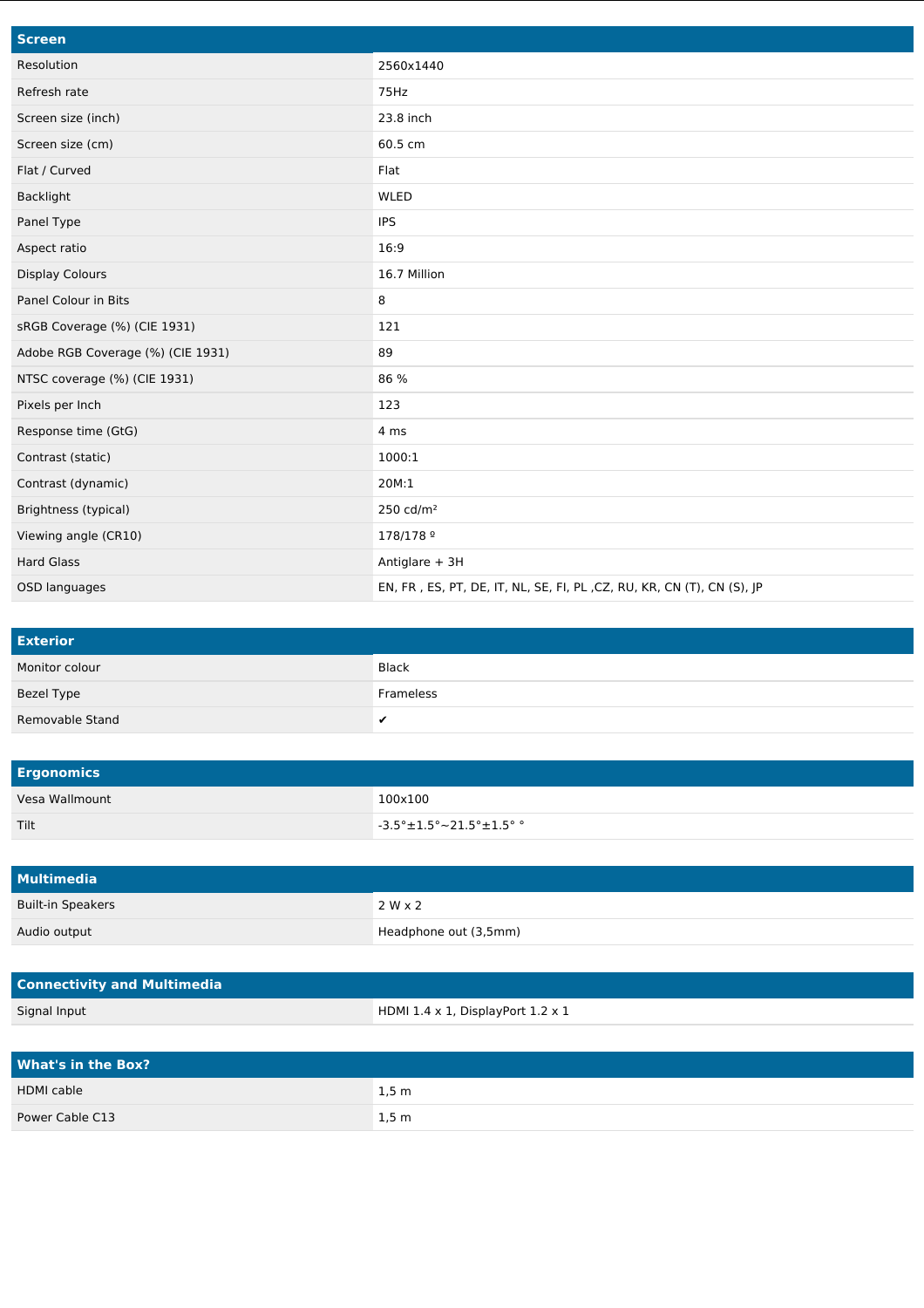| Screen | |
|---|---|
| Resolution | 2560x1440 |
| Refresh rate | 75Hz |
| Screen size (inch) | 23.8 inch |
| Screen size (cm) | 60.5 cm |
| Flat / Curved | Flat |
| Backlight | WLED |
| Panel Type | IPS |
| Aspect ratio | 16:9 |
| Display Colours | 16.7 Million |
| Panel Colour in Bits | 8 |
| sRGB Coverage (%) (CIE 1931) | 121 |
| Adobe RGB Coverage (%) (CIE 1931) | 89 |
| NTSC coverage (%) (CIE 1931) | 86 % |
| Pixels per Inch | 123 |
| Response time (GtG) | 4 ms |
| Contrast (static) | 1000:1 |
| Contrast (dynamic) | 20M:1 |
| Brightness (typical) | 250 cd/m² |
| Viewing angle (CR10) | 178/178 º |
| Hard Glass | Antiglare + 3H |
| OSD languages | EN, FR , ES, PT, DE, IT, NL, SE, FI, PL ,CZ, RU, KR, CN (T), CN (S), JP |

| Exterior | |
|---|---|
| Monitor colour | Black |
| Bezel Type | Frameless |
| Removable Stand | ✔ |

| Ergonomics | |
|---|---|
| Vesa Wallmount | 100x100 |
| Tilt | -3.5°±1.5°~21.5°±1.5° ° |

| Multimedia | |
|---|---|
| Built-in Speakers | 2 W x 2 |
| Audio output | Headphone out (3,5mm) |

| Connectivity and Multimedia | |
|---|---|
| Signal Input | HDMI 1.4 x 1, DisplayPort 1.2 x 1 |

| What's in the Box? | |
|---|---|
| HDMI cable | 1,5 m |
| Power Cable C13 | 1,5 m |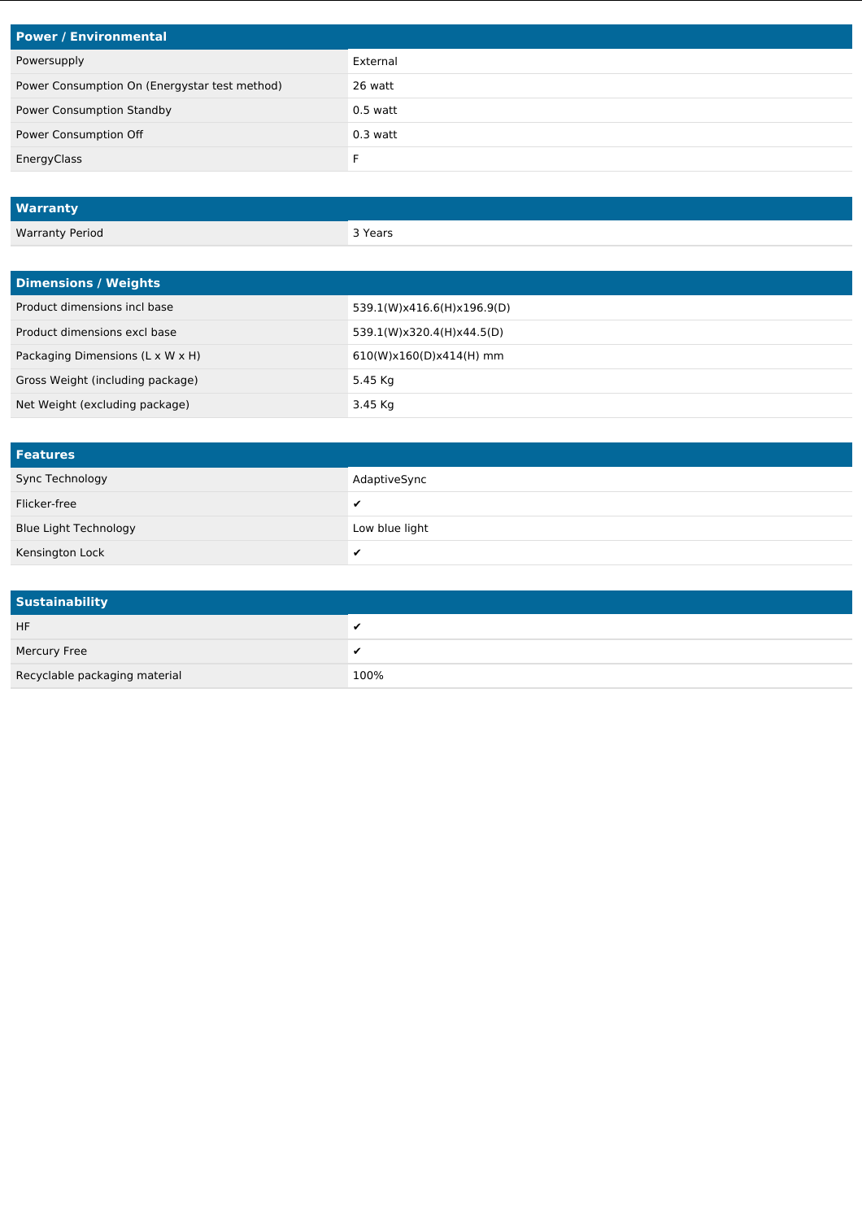| Power / Environmental | |
|---|---|
| Powersupply | External |
| Power Consumption On (Energystar test method) | 26 watt |
| Power Consumption Standby | 0.5 watt |
| Power Consumption Off | 0.3 watt |
| EnergyClass | F |

| Warranty | |
|---|---|
| Warranty Period | 3 Years |

| Dimensions / Weights | |
|---|---|
| Product dimensions incl base | 539.1(W)x416.6(H)x196.9(D) |
| Product dimensions excl base | 539.1(W)x320.4(H)x44.5(D) |
| Packaging Dimensions (L x W x H) | 610(W)x160(D)x414(H) mm |
| Gross Weight (including package) | 5.45 Kg |
| Net Weight (excluding package) | 3.45 Kg |

| Features | |
|---|---|
| Sync Technology | AdaptiveSync |
| Flicker-free | ✔ |
| Blue Light Technology | Low blue light |
| Kensington Lock | ✔ |

| Sustainability | |
|---|---|
| HF | ✔ |
| Mercury Free | ✔ |
| Recyclable packaging material | 100% |